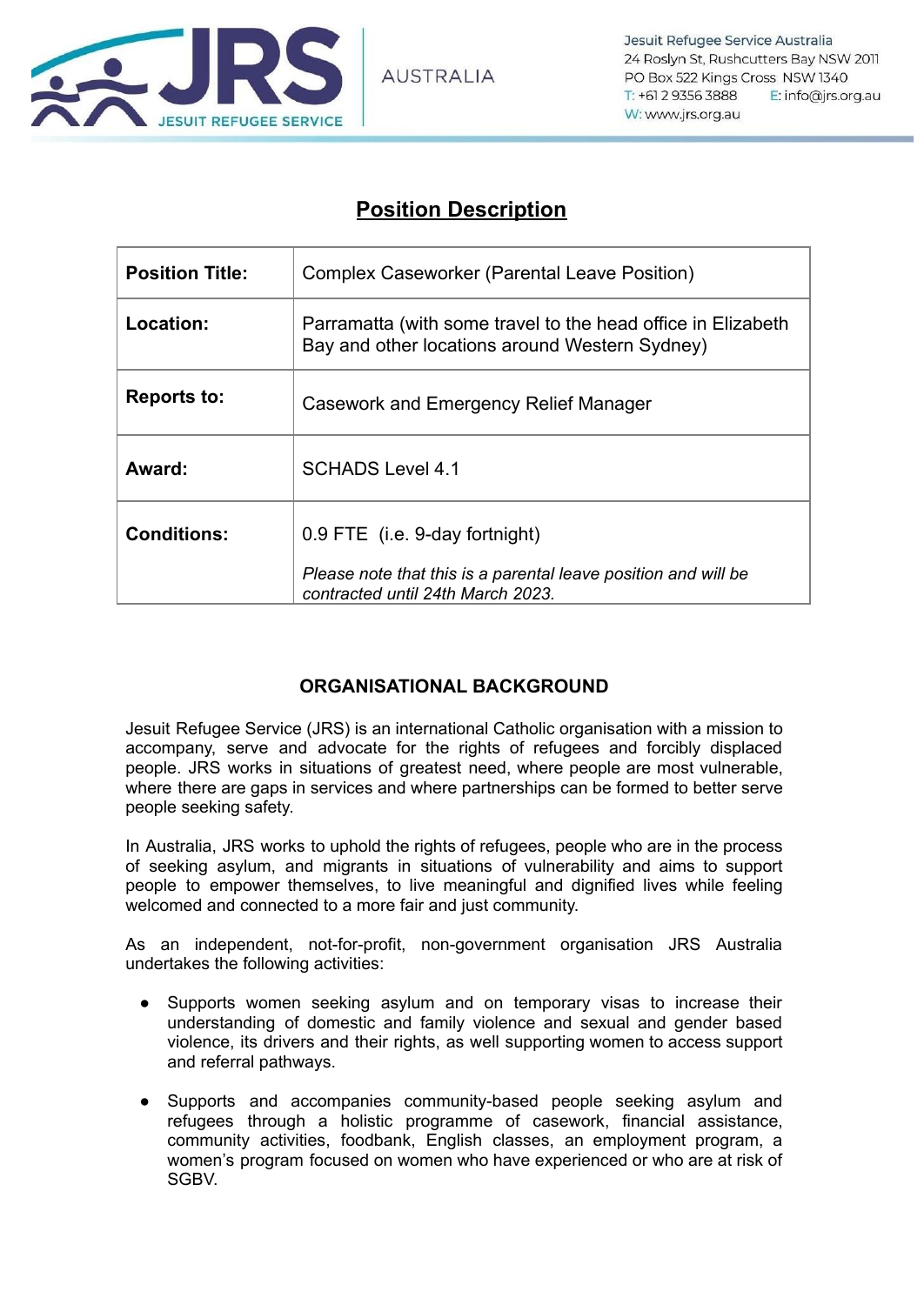Jesuit Refugee Service Australia
24 Roslyn St, Rushcutters Bay NSW 2011
PO Box 522 Kings Cross NSW 1340
T: +61 2 9356 3888 E: info@jrs.org.au
W: www.jrs.org.au

# Position Description

| | |
|---|---|
| **Position Title:** | Complex Caseworker (Parental Leave Position) |
| **Location:** | Parramatta (with some travel to the head office in Elizabeth Bay and other locations around Western Sydney) |
| **Reports to:** | Casework and Emergency Relief Manager |
| **Award:** | SCHADS Level 4.1 |
| **Conditions:** | 0.9 FTE (i.e. 9-day fortnight)<br><br>*Please note that this is a parental leave position and will be contracted until 24th March 2023.* |

## ORGANISATIONAL BACKGROUND

Jesuit Refugee Service (JRS) is an international Catholic organisation with a mission to accompany, serve and advocate for the rights of refugees and forcibly displaced people. JRS works in situations of greatest need, where people are most vulnerable, where there are gaps in services and where partnerships can be formed to better serve people seeking safety.

In Australia, JRS works to uphold the rights of refugees, people who are in the process of seeking asylum, and migrants in situations of vulnerability and aims to support people to empower themselves, to live meaningful and dignified lives while feeling welcomed and connected to a more fair and just community.

As an independent, not-for-profit, non-government organisation JRS Australia undertakes the following activities:

- Supports women seeking asylum and on temporary visas to increase their understanding of domestic and family violence and sexual and gender based violence, its drivers and their rights, as well supporting women to access support and referral pathways.
- Supports and accompanies community-based people seeking asylum and refugees through a holistic programme of casework, financial assistance, community activities, foodbank, English classes, an employment program, a women's program focused on women who have experienced or who are at risk of SGBV.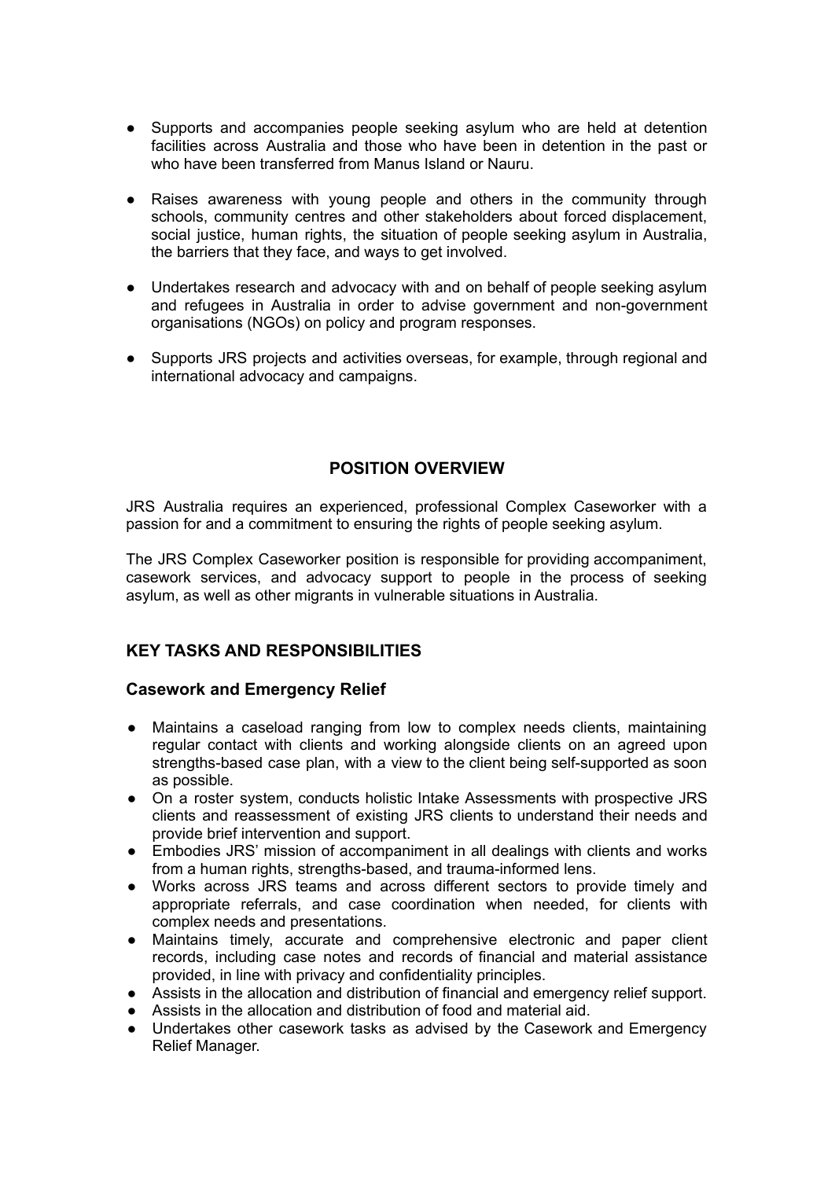- Supports and accompanies people seeking asylum who are held at detention facilities across Australia and those who have been in detention in the past or who have been transferred from Manus Island or Nauru.

- Raises awareness with young people and others in the community through schools, community centres and other stakeholders about forced displacement, social justice, human rights, the situation of people seeking asylum in Australia, the barriers that they face, and ways to get involved.

- Undertakes research and advocacy with and on behalf of people seeking asylum and refugees in Australia in order to advise government and non-government organisations (NGOs) on policy and program responses.

- Supports JRS projects and activities overseas, for example, through regional and international advocacy and campaigns.

## POSITION OVERVIEW

JRS Australia requires an experienced, professional Complex Caseworker with a passion for and a commitment to ensuring the rights of people seeking asylum.

The JRS Complex Caseworker position is responsible for providing accompaniment, casework services, and advocacy support to people in the process of seeking asylum, as well as other migrants in vulnerable situations in Australia.

## KEY TASKS AND RESPONSIBILITIES

### Casework and Emergency Relief

- Maintains a caseload ranging from low to complex needs clients, maintaining regular contact with clients and working alongside clients on an agreed upon strengths-based case plan, with a view to the client being self-supported as soon as possible.
- On a roster system, conducts holistic Intake Assessments with prospective JRS clients and reassessment of existing JRS clients to understand their needs and provide brief intervention and support.
- Embodies JRS' mission of accompaniment in all dealings with clients and works from a human rights, strengths-based, and trauma-informed lens.
- Works across JRS teams and across different sectors to provide timely and appropriate referrals, and case coordination when needed, for clients with complex needs and presentations.
- Maintains timely, accurate and comprehensive electronic and paper client records, including case notes and records of financial and material assistance provided, in line with privacy and confidentiality principles.
- Assists in the allocation and distribution of financial and emergency relief support.
- Assists in the allocation and distribution of food and material aid.
- Undertakes other casework tasks as advised by the Casework and Emergency Relief Manager.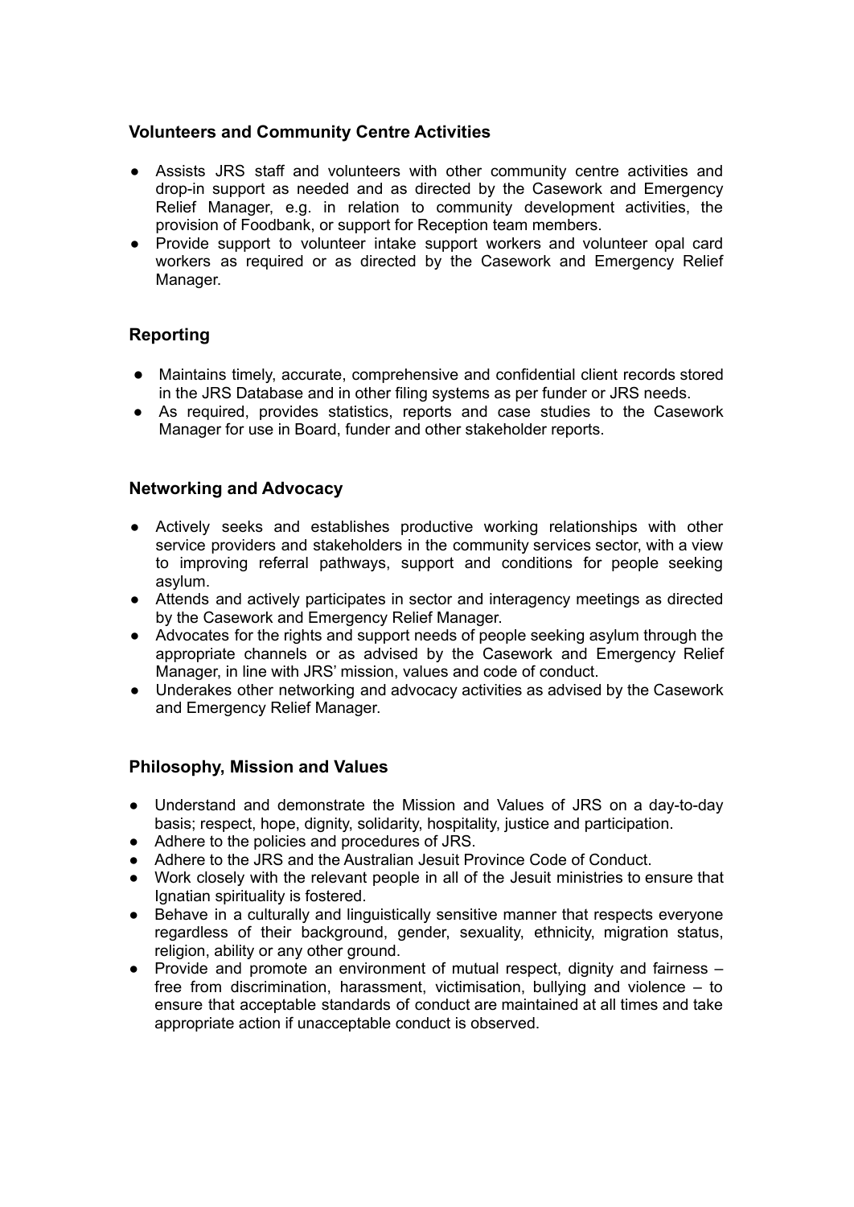### Volunteers and Community Centre Activities

- Assists JRS staff and volunteers with other community centre activities and drop-in support as needed and as directed by the Casework and Emergency Relief Manager, e.g. in relation to community development activities, the provision of Foodbank, or support for Reception team members.
- Provide support to volunteer intake support workers and volunteer opal card workers as required or as directed by the Casework and Emergency Relief Manager.

### Reporting

- Maintains timely, accurate, comprehensive and confidential client records stored in the JRS Database and in other filing systems as per funder or JRS needs.
- As required, provides statistics, reports and case studies to the Casework Manager for use in Board, funder and other stakeholder reports.

### Networking and Advocacy

- Actively seeks and establishes productive working relationships with other service providers and stakeholders in the community services sector, with a view to improving referral pathways, support and conditions for people seeking asylum.
- Attends and actively participates in sector and interagency meetings as directed by the Casework and Emergency Relief Manager.
- Advocates for the rights and support needs of people seeking asylum through the appropriate channels or as advised by the Casework and Emergency Relief Manager, in line with JRS' mission, values and code of conduct.
- Underakes other networking and advocacy activities as advised by the Casework and Emergency Relief Manager.

### Philosophy, Mission and Values

- Understand and demonstrate the Mission and Values of JRS on a day-to-day basis; respect, hope, dignity, solidarity, hospitality, justice and participation.
- Adhere to the policies and procedures of JRS.
- Adhere to the JRS and the Australian Jesuit Province Code of Conduct.
- Work closely with the relevant people in all of the Jesuit ministries to ensure that Ignatian spirituality is fostered.
- Behave in a culturally and linguistically sensitive manner that respects everyone regardless of their background, gender, sexuality, ethnicity, migration status, religion, ability or any other ground.
- Provide and promote an environment of mutual respect, dignity and fairness – free from discrimination, harassment, victimisation, bullying and violence – to ensure that acceptable standards of conduct are maintained at all times and take appropriate action if unacceptable conduct is observed.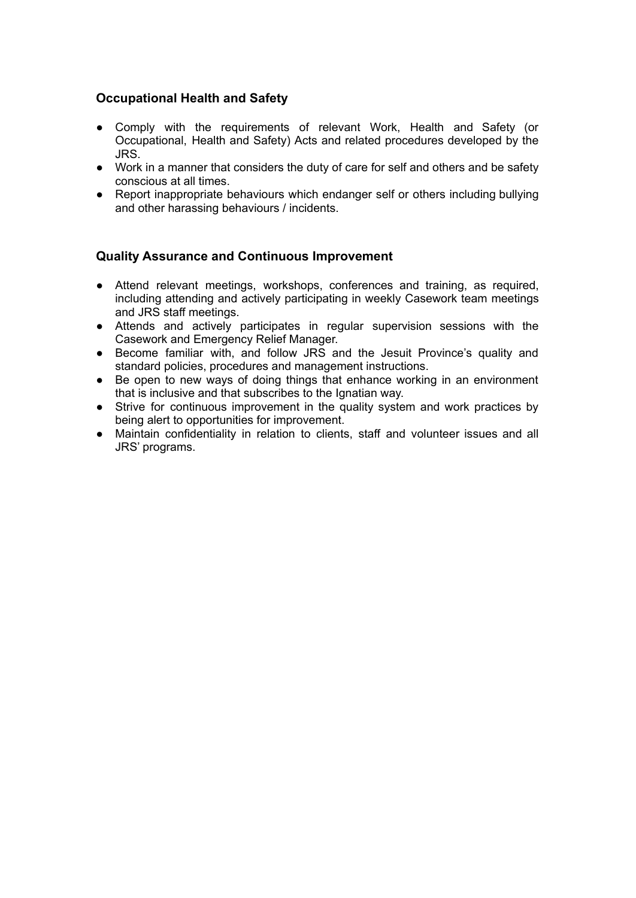### Occupational Health and Safety

- Comply with the requirements of relevant Work, Health and Safety (or Occupational, Health and Safety) Acts and related procedures developed by the JRS.
- Work in a manner that considers the duty of care for self and others and be safety conscious at all times.
- Report inappropriate behaviours which endanger self or others including bullying and other harassing behaviours / incidents.

### Quality Assurance and Continuous Improvement

- Attend relevant meetings, workshops, conferences and training, as required, including attending and actively participating in weekly Casework team meetings and JRS staff meetings.
- Attends and actively participates in regular supervision sessions with the Casework and Emergency Relief Manager.
- Become familiar with, and follow JRS and the Jesuit Province's quality and standard policies, procedures and management instructions.
- Be open to new ways of doing things that enhance working in an environment that is inclusive and that subscribes to the Ignatian way.
- Strive for continuous improvement in the quality system and work practices by being alert to opportunities for improvement.
- Maintain confidentiality in relation to clients, staff and volunteer issues and all JRS' programs.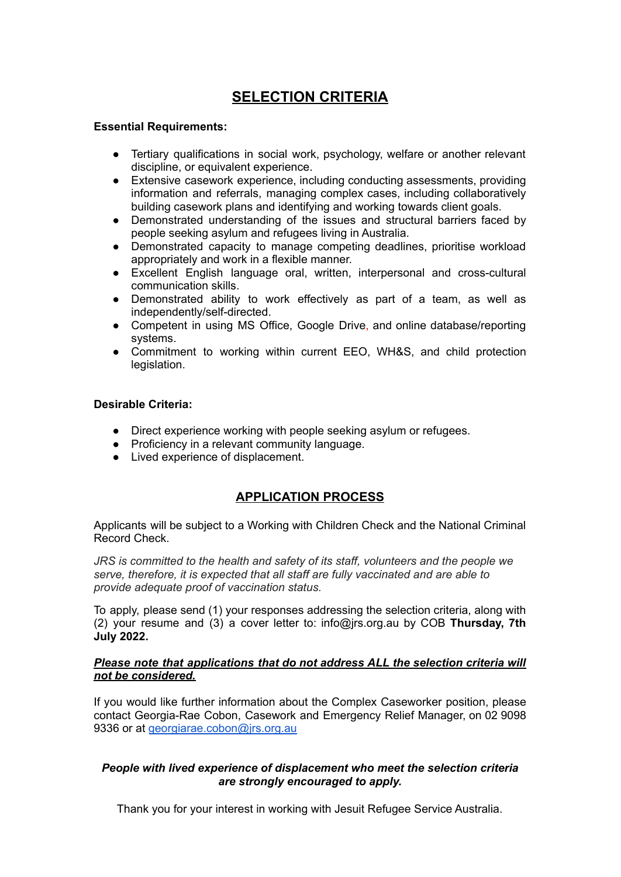## SELECTION CRITERIA

**Essential Requirements:**

- Tertiary qualifications in social work, psychology, welfare or another relevant discipline, or equivalent experience.
- Extensive casework experience, including conducting assessments, providing information and referrals, managing complex cases, including collaboratively building casework plans and identifying and working towards client goals.
- Demonstrated understanding of the issues and structural barriers faced by people seeking asylum and refugees living in Australia.
- Demonstrated capacity to manage competing deadlines, prioritise workload appropriately and work in a flexible manner.
- Excellent English language oral, written, interpersonal and cross-cultural communication skills.
- Demonstrated ability to work effectively as part of a team, as well as independently/self-directed.
- Competent in using MS Office, Google Drive, and online database/reporting systems.
- Commitment to working within current EEO, WH&S, and child protection legislation.

**Desirable Criteria:**

- Direct experience working with people seeking asylum or refugees.
- Proficiency in a relevant community language.
- Lived experience of displacement.

## APPLICATION PROCESS

Applicants will be subject to a Working with Children Check and the National Criminal Record Check.

*JRS is committed to the health and safety of its staff, volunteers and the people we serve, therefore, it is expected that all staff are fully vaccinated and are able to provide adequate proof of vaccination status.*

To apply, please send (1) your responses addressing the selection criteria, along with (2) your resume and (3) a cover letter to: info@jrs.org.au by COB **Thursday, 7th July 2022.**

***Please note that applications that do not address ALL the selection criteria will not be considered.***

If you would like further information about the Complex Caseworker position, please contact Georgia-Rae Cobon, Casework and Emergency Relief Manager, on 02 9098 9336 or at georgiarae.cobon@jrs.org.au

***People with lived experience of displacement who meet the selection criteria are strongly encouraged to apply.***

Thank you for your interest in working with Jesuit Refugee Service Australia.